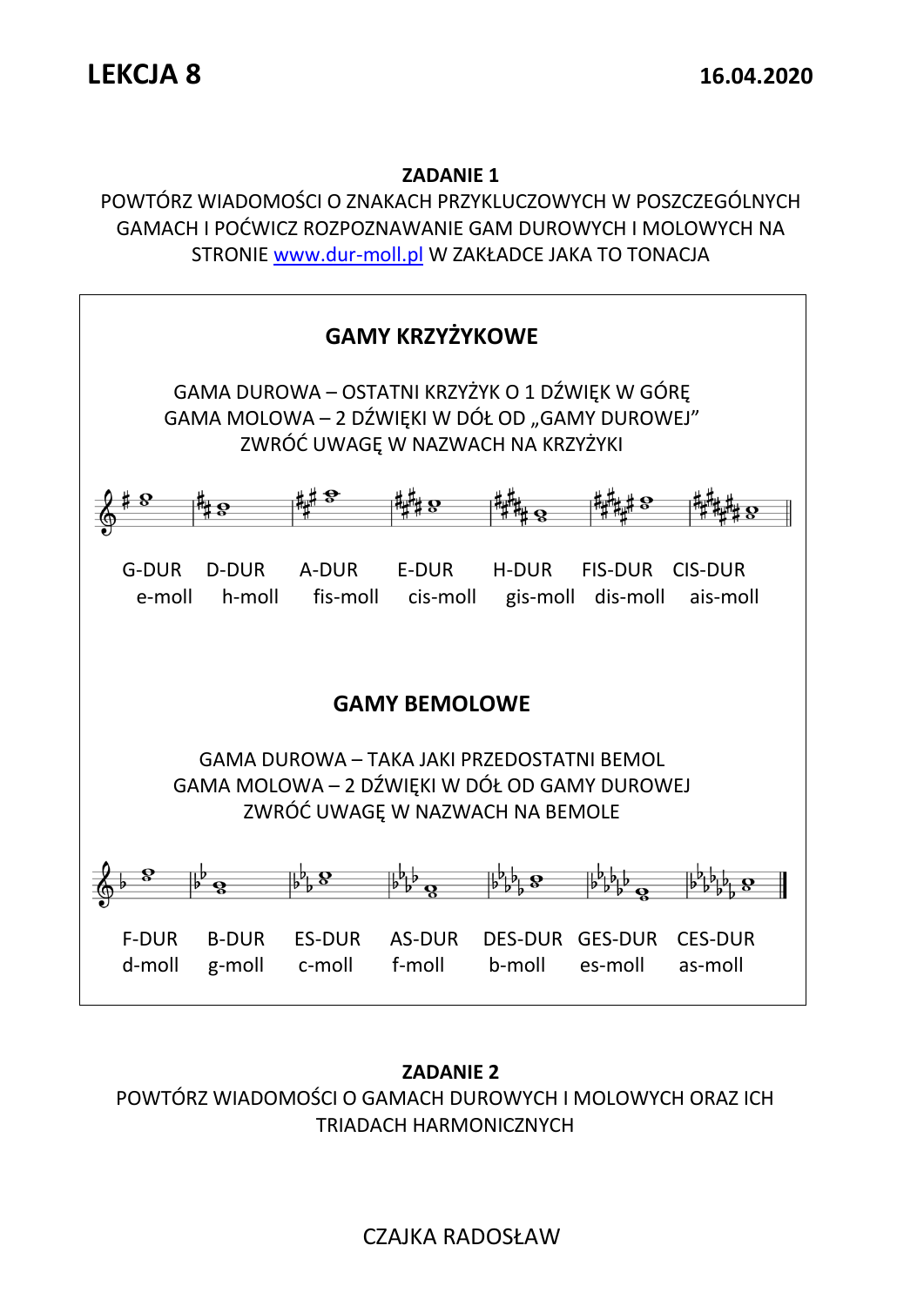# LEKCJA 8

**16.04.2020**

**ZADANIE 1**

POWTÓRZ WIADOMOŚCI O ZNAKACH PRZYKLUCZOWYCH W POSZCZEGÓLNYCH GAMACH I POĆWICZ ROZPOZNAWANIE GAM DUROWYCH I MOLOWYCH NA STRONIE [www.dur-moll.pl](http://www.dur-moll.pl) W ZAKŁADCE JAKA TO TONACJA

## GAMY KRZYŻYKOWE

GAMA DUROWA – OSTATNI KRZYŻYK O 1 DŹWIĘK W GÓRĘ
GAMA MOLOWA – 2 DŹWIĘKI W DÓŁ OD „GAMY DUROWEJ"
ZWRÓĆ UWAGĘ W NAZWACH NA KRZYŻYKI

| G-DUR | D-DUR | A-DUR | E-DUR | H-DUR | FIS-DUR | CIS-DUR |
|---|---|---|---|---|---|---|
| e-moll | h-moll | fis-moll | cis-moll | gis-moll | dis-moll | ais-moll |

## GAMY BEMOLOWE

GAMA DUROWA – TAKA JAKI PRZEDOSTATNI BEMOL
GAMA MOLOWA – 2 DŹWIĘKI W DÓŁ OD GAMY DUROWEJ
ZWRÓĆ UWAGĘ W NAZWACH NA BEMOLE

| F-DUR | B-DUR | ES-DUR | AS-DUR | DES-DUR | GES-DUR | CES-DUR |
|---|---|---|---|---|---|---|
| d-moll | g-moll | c-moll | f-moll | b-moll | es-moll | as-moll |

**ZADANIE 2**

POWTÓRZ WIADOMOŚCI O GAMACH DUROWYCH I MOLOWYCH ORAZ ICH TRIADACH HARMONICZNYCH

CZAJKA RADOSŁAW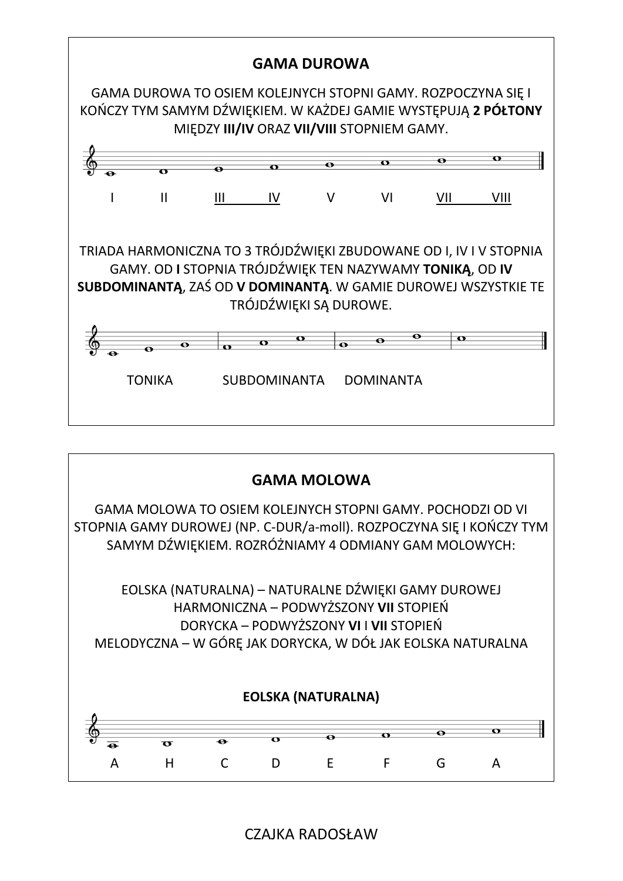## GAMA DUROWA

GAMA DUROWA TO OSIEM KOLEJNYCH STOPNI GAMY. ROZPOCZYNA SIĘ I KOŃCZY TYM SAMYM DŹWIĘKIEM. W KAŻDEJ GAMIE WYSTĘPUJĄ **2 PÓŁTONY** MIĘDZY **III/IV** ORAZ **VII/VIII** STOPNIEM GAMY.

I II III IV V VI VII VIII

TRIADA HARMONICZNA TO 3 TRÓJDŹWIĘKI ZBUDOWANE OD I, IV I V STOPNIA GAMY. OD **I** STOPNIA TRÓJDŹWIĘK TEN NAZYWAMY **TONIKĄ**, OD **IV SUBDOMINANTĄ**, ZAŚ OD **V DOMINANTĄ**. W GAMIE DUROWEJ WSZYSTKIE TE TRÓJDŹWIĘKI SĄ DUROWE.

TONIKA SUBDOMINANTA DOMINANTA

## GAMA MOLOWA

GAMA MOLOWA TO OSIEM KOLEJNYCH STOPNI GAMY. POCHODZI OD VI STOPNIA GAMY DUROWEJ (NP. C-DUR/a-moll). ROZPOCZYNA SIĘ I KOŃCZY TYM SAMYM DŹWIĘKIEM. ROZRÓŻNIAMY 4 ODMIANY GAM MOLOWYCH:

EOLSKA (NATURALNA) – NATURALNE DŹWIĘKI GAMY DUROWEJ
HARMONICZNA – PODWYŻSZONY **VII** STOPIEŃ
DORYCKA – PODWYŻSZONY **VI** I **VII** STOPIEŃ
MELODYCZNA – W GÓRĘ JAK DORYCKA, W DÓŁ JAK EOLSKA NATURALNA

**EOLSKA (NATURALNA)**

A H C D E F G A

CZAJKA RADOSŁAW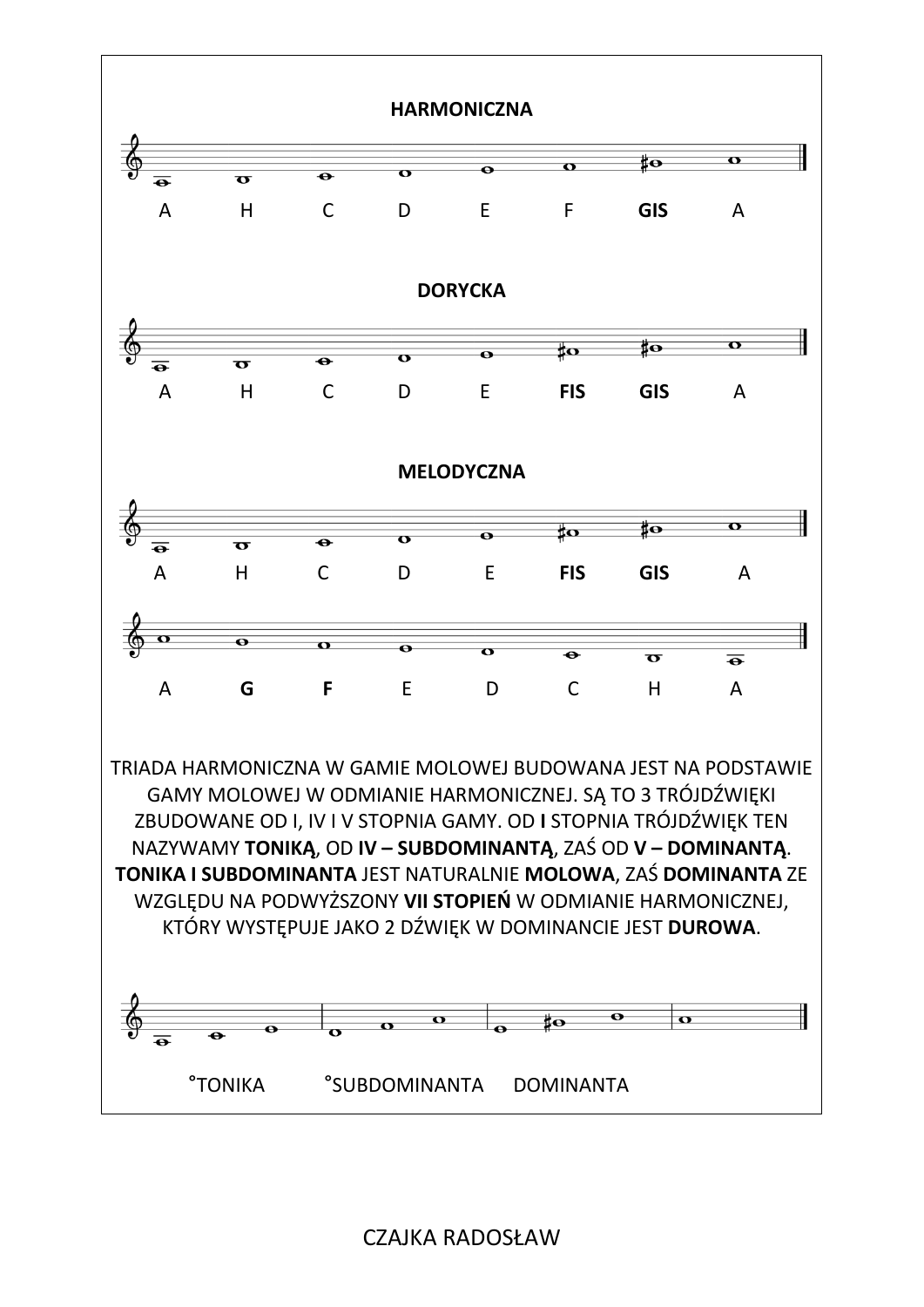## HARMONICZNA

A H C D E F **GIS** A

## DORYCKA

A H C D E **FIS** **GIS** A

## MELODYCZNA

A H C D E **FIS** **GIS** A

A **G** **F** E D C H A

TRIADA HARMONICZNA W GAMIE MOLOWEJ BUDOWANA JEST NA PODSTAWIE GAMY MOLOWEJ W ODMIANIE HARMONICZNEJ. SĄ TO 3 TRÓJDŹWIĘKI ZBUDOWANE OD I, IV I V STOPNIA GAMY. OD **I** STOPNIA TRÓJDŹWIĘK TEN NAZYWAMY **TONIKĄ**, OD **IV – SUBDOMINANTĄ**, ZAŚ OD **V – DOMINANTĄ**. **TONIKA I SUBDOMINANTA** JEST NATURALNIE **MOLOWA**, ZAŚ **DOMINANTA** ZE WZGLĘDU NA PODWYŻSZONY **VII STOPIEŃ** W ODMIANIE HARMONICZNEJ, KTÓRY WYSTĘPUJE JAKO 2 DŹWIĘK W DOMINANCIE JEST **DUROWA**.

°TONIKA °SUBDOMINANTA DOMINANTA

CZAJKA RADOSŁAW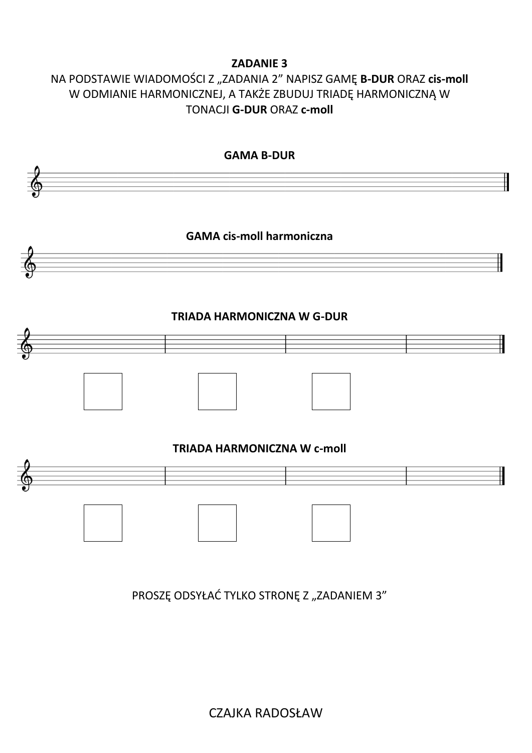**ZADANIE 3**

NA PODSTAWIE WIADOMOŚCI Z „ZADANIA 2" NAPISZ GAMĘ **B-DUR** ORAZ **cis-moll** W ODMIANIE HARMONICZNEJ, A TAKŻE ZBUDUJ TRIADĘ HARMONICZNĄ W TONACJI **G-DUR** ORAZ **c-moll**

**GAMA B-DUR**

**GAMA cis-moll harmoniczna**

**TRIADA HARMONICZNA W G-DUR**

**TRIADA HARMONICZNA W c-moll**

PROSZĘ ODSYŁAĆ TYLKO STRONĘ Z „ZADANIEM 3"

CZAJKA RADOSŁAW